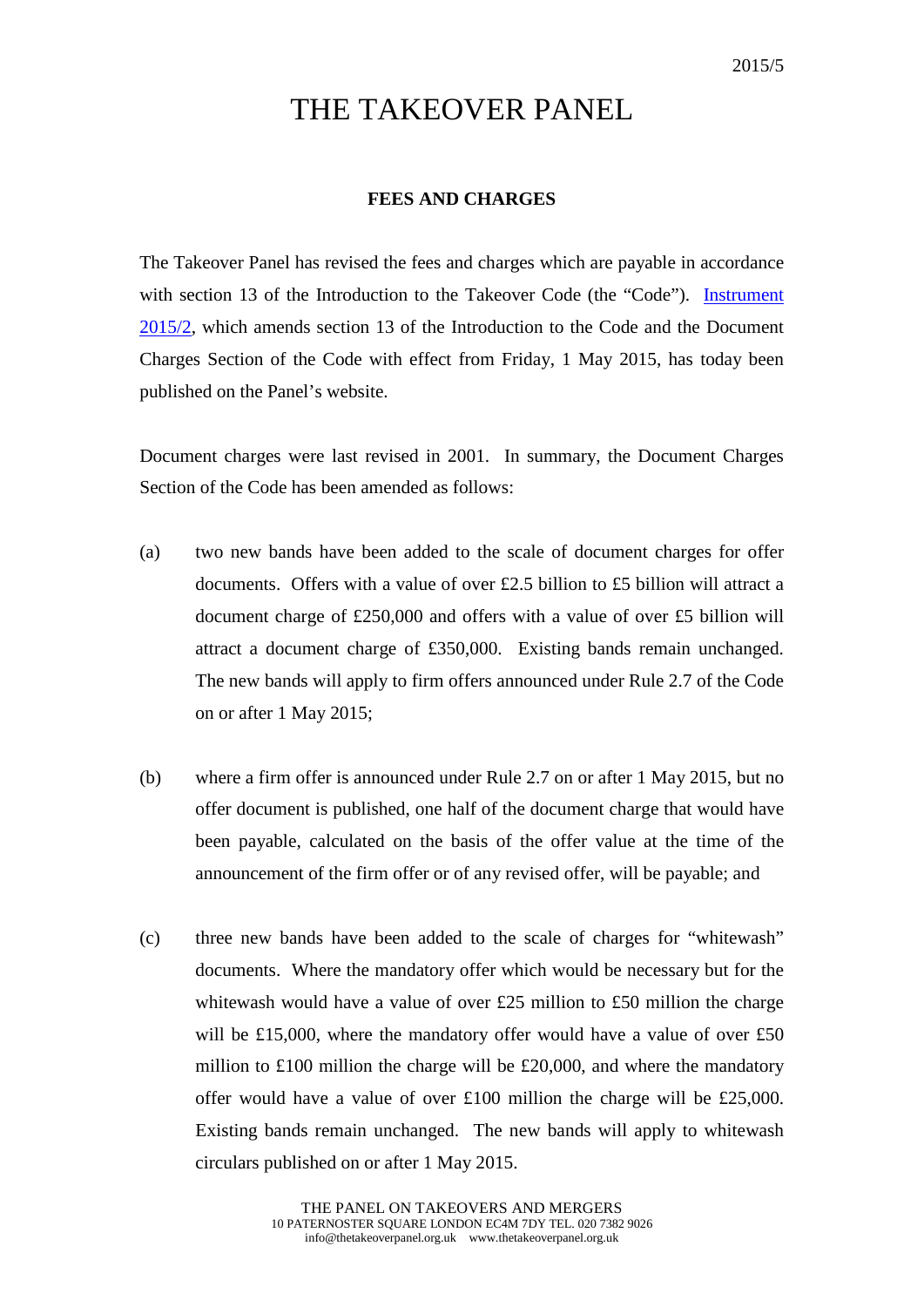2015/5

# THE TAKEOVER PANEL

## FEES AND CHARGES

The Takeover Panel has revised the fees and charges which are payable in accordance with section 13 of the Introduction to the Takeover Code (the "Code"). Instrument 2015/2, which amends section 13 of the Introduction to the Code and the Document Charges Section of the Code with effect from Friday, 1 May 2015, has today been published on the Panel's website.

Document charges were last revised in 2001. In summary, the Document Charges Section of the Code has been amended as follows:

(a) two new bands have been added to the scale of document charges for offer documents. Offers with a value of over £2.5 billion to £5 billion will attract a document charge of £250,000 and offers with a value of over £5 billion will attract a document charge of £350,000. Existing bands remain unchanged. The new bands will apply to firm offers announced under Rule 2.7 of the Code on or after 1 May 2015;

(b) where a firm offer is announced under Rule 2.7 on or after 1 May 2015, but no offer document is published, one half of the document charge that would have been payable, calculated on the basis of the offer value at the time of the announcement of the firm offer or of any revised offer, will be payable; and

(c) three new bands have been added to the scale of charges for "whitewash" documents. Where the mandatory offer which would be necessary but for the whitewash would have a value of over £25 million to £50 million the charge will be £15,000, where the mandatory offer would have a value of over £50 million to £100 million the charge will be £20,000, and where the mandatory offer would have a value of over £100 million the charge will be £25,000. Existing bands remain unchanged. The new bands will apply to whitewash circulars published on or after 1 May 2015.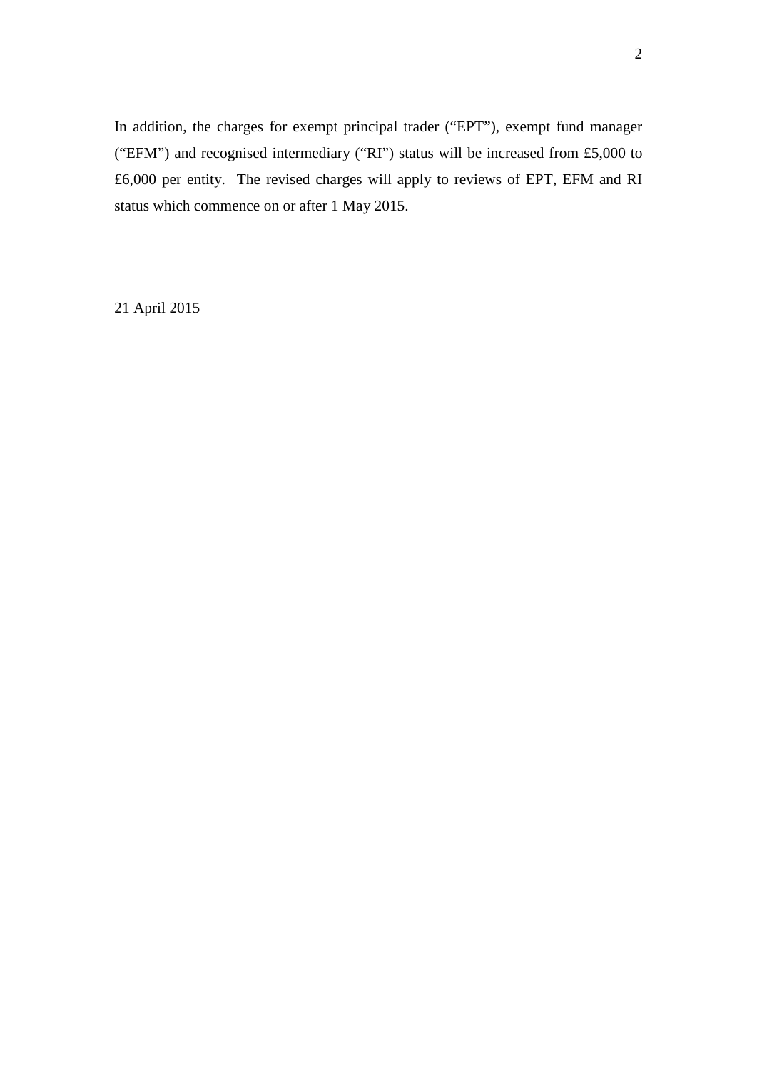In addition, the charges for exempt principal trader ("EPT"), exempt fund manager ("EFM") and recognised intermediary ("RI") status will be increased from £5,000 to £6,000 per entity. The revised charges will apply to reviews of EPT, EFM and RI status which commence on or after 1 May 2015.

21 April 2015